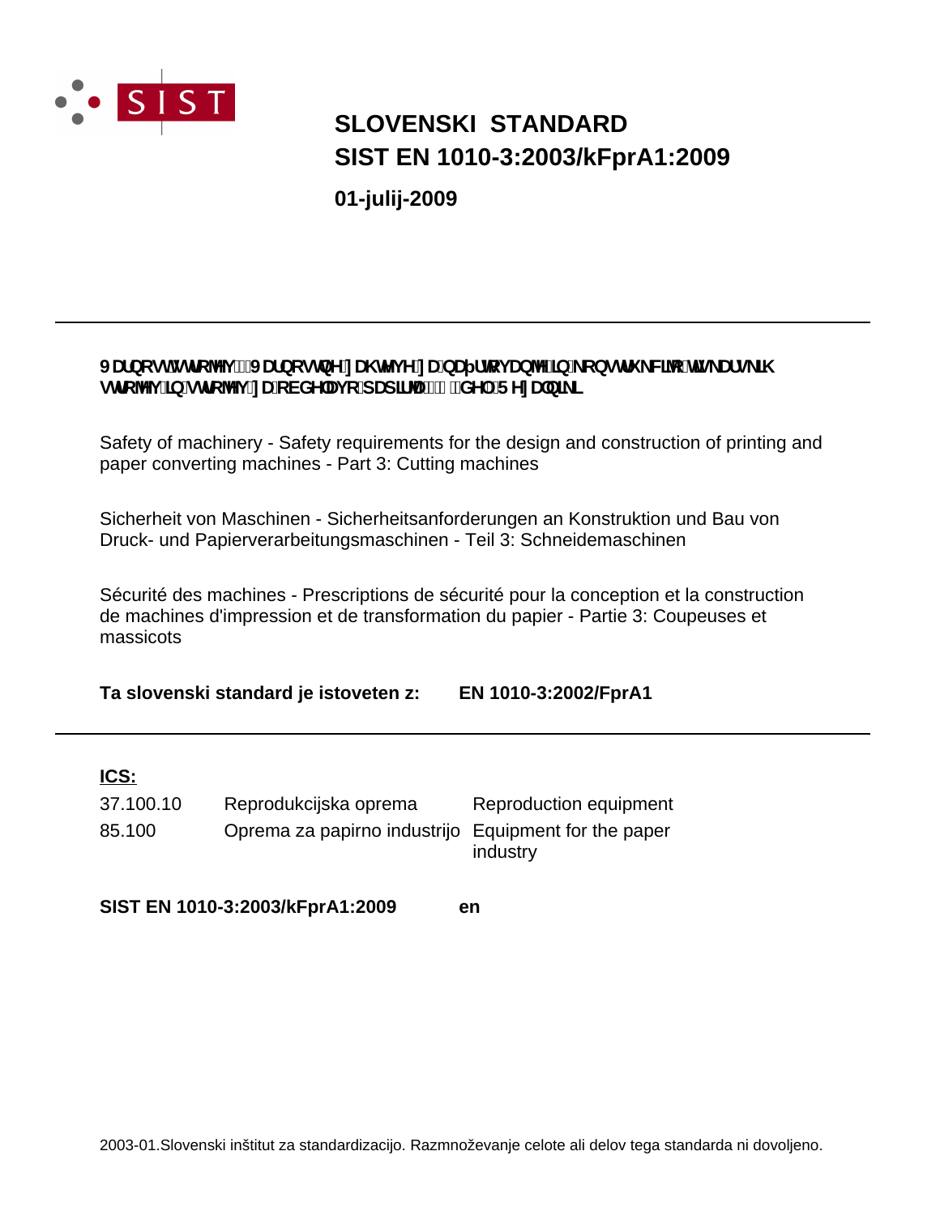# SLOVENSKI STANDARD
# SIST EN 1010-3:2003/kFprA1:2009

**01-julij-2009**

---

**Varnost strojev - Varnostne zahteve za načrtovanje in konstrukcijo tiskarskih strojev in strojev za obdelavo papirja - 3. del: Rezalniki**

Safety of machinery - Safety requirements for the design and construction of printing and paper converting machines - Part 3: Cutting machines

Sicherheit von Maschinen - Sicherheitsanforderungen an Konstruktion und Bau von Druck- und Papierverarbeitungsmaschinen - Teil 3: Schneidemaschinen

Sécurité des machines - Prescriptions de sécurité pour la conception et la construction de machines d'impression et de transformation du papier - Partie 3: Coupeuses et massicots

**Ta slovenski standard je istoveten z:** **EN 1010-3:2002/FprA1**

---

**ICS:**

| | | |
|---|---|---|
| 37.100.10 | Reprodukcijska oprema | Reproduction equipment |
| 85.100 | Oprema za papirno industrijo | Equipment for the paper industry |

**SIST EN 1010-3:2003/kFprA1:2009** **en**

2003-01.Slovenski inštitut za standardizacijo. Razmnoževanje celote ali delov tega standarda ni dovoljeno.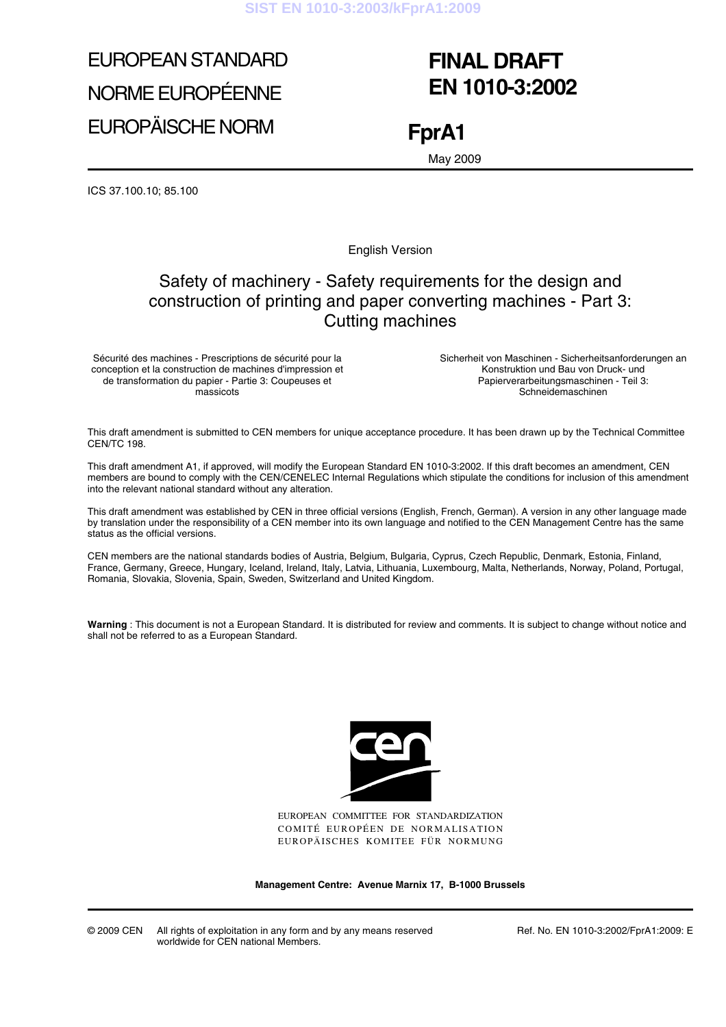# EUROPEAN STANDARD
# NORME EUROPÉENNE
# EUROPÄISCHE NORM

# FINAL DRAFT EN 1010-3:2002

# FprA1

May 2009

ICS 37.100.10; 85.100

English Version

## Safety of machinery - Safety requirements for the design and construction of printing and paper converting machines - Part 3: Cutting machines

Sécurité des machines - Prescriptions de sécurité pour la conception et la construction de machines d'impression et de transformation du papier - Partie 3: Coupeuses et massicots

Sicherheit von Maschinen - Sicherheitsanforderungen an Konstruktion und Bau von Druck- und Papierverarbeitungsmaschinen - Teil 3: Schneidemaschinen

This draft amendment is submitted to CEN members for unique acceptance procedure. It has been drawn up by the Technical Committee CEN/TC 198.

This draft amendment A1, if approved, will modify the European Standard EN 1010-3:2002. If this draft becomes an amendment, CEN members are bound to comply with the CEN/CENELEC Internal Regulations which stipulate the conditions for inclusion of this amendment into the relevant national standard without any alteration.

This draft amendment was established by CEN in three official versions (English, French, German). A version in any other language made by translation under the responsibility of a CEN member into its own language and notified to the CEN Management Centre has the same status as the official versions.

CEN members are the national standards bodies of Austria, Belgium, Bulgaria, Cyprus, Czech Republic, Denmark, Estonia, Finland, France, Germany, Greece, Hungary, Iceland, Ireland, Italy, Latvia, Lithuania, Luxembourg, Malta, Netherlands, Norway, Poland, Portugal, Romania, Slovakia, Slovenia, Spain, Sweden, Switzerland and United Kingdom.

**Warning** : This document is not a European Standard. It is distributed for review and comments. It is subject to change without notice and shall not be referred to as a European Standard.

EUROPEAN COMMITTEE FOR STANDARDIZATION
COMITÉ EUROPÉEN DE NORMALISATION
EUROPÄISCHES KOMITEE FÜR NORMUNG

**Management Centre: Avenue Marnix 17, B-1000 Brussels**

© 2009 CEN All rights of exploitation in any form and by any means reserved worldwide for CEN national Members.

Ref. No. EN 1010-3:2002/FprA1:2009: E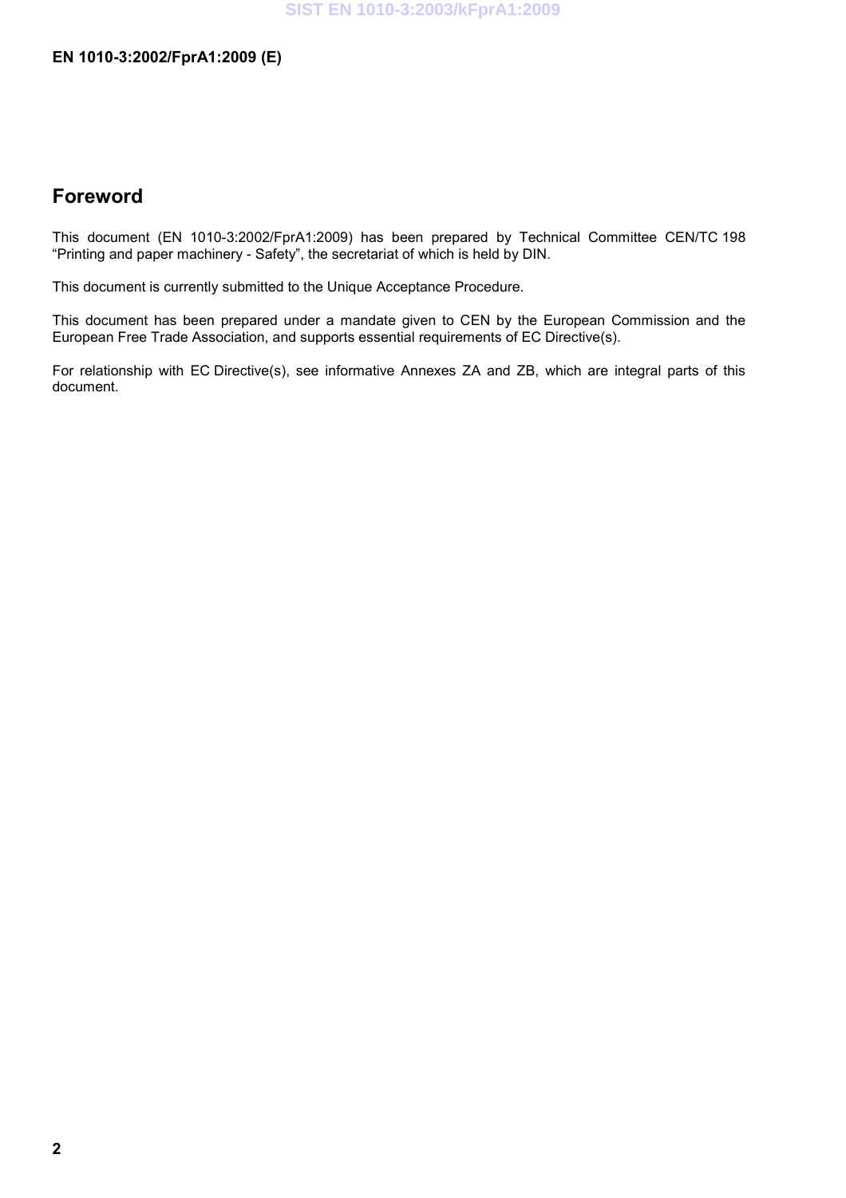## Foreword

This document (EN 1010-3:2002/FprA1:2009) has been prepared by Technical Committee CEN/TC 198 "Printing and paper machinery - Safety", the secretariat of which is held by DIN.

This document is currently submitted to the Unique Acceptance Procedure.

This document has been prepared under a mandate given to CEN by the European Commission and the European Free Trade Association, and supports essential requirements of EC Directive(s).

For relationship with EC Directive(s), see informative Annexes ZA and ZB, which are integral parts of this document.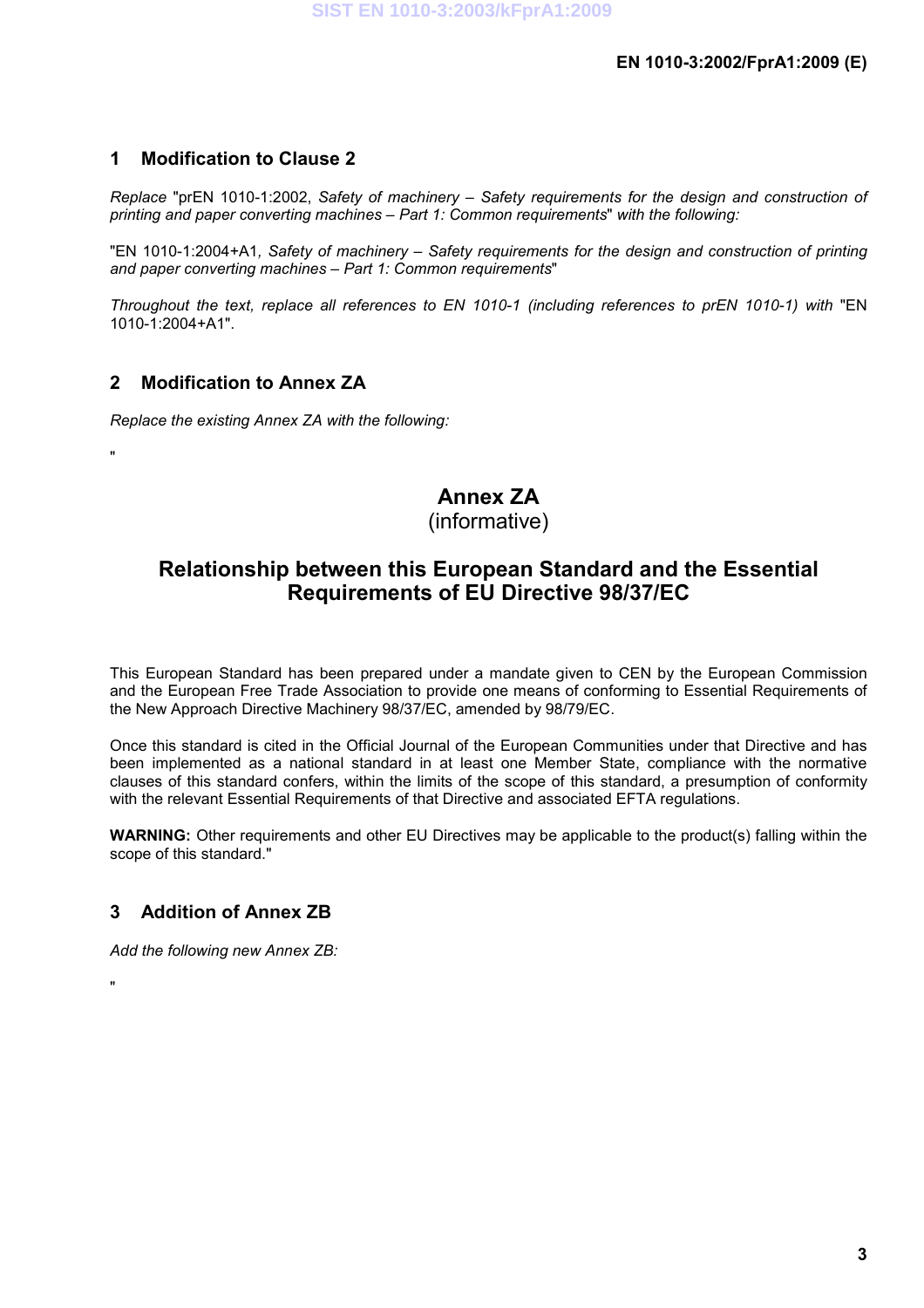## 1 Modification to Clause 2

*Replace* "prEN 1010-1:2002, *Safety of machinery – Safety requirements for the design and construction of printing and paper converting machines – Part 1: Common requirements*" *with the following:*

"EN 1010-1:2004+A1*, Safety of machinery – Safety requirements for the design and construction of printing and paper converting machines – Part 1: Common requirements*"

*Throughout the text, replace all references to EN 1010-1 (including references to prEN 1010-1) with* "EN 1010-1:2004+A1".

## 2 Modification to Annex ZA

*Replace the existing Annex ZA with the following:*

"

# Annex ZA
(informative)

# Relationship between this European Standard and the Essential Requirements of EU Directive 98/37/EC

This European Standard has been prepared under a mandate given to CEN by the European Commission and the European Free Trade Association to provide one means of conforming to Essential Requirements of the New Approach Directive Machinery 98/37/EC, amended by 98/79/EC.

Once this standard is cited in the Official Journal of the European Communities under that Directive and has been implemented as a national standard in at least one Member State, compliance with the normative clauses of this standard confers, within the limits of the scope of this standard, a presumption of conformity with the relevant Essential Requirements of that Directive and associated EFTA regulations.

**WARNING:** Other requirements and other EU Directives may be applicable to the product(s) falling within the scope of this standard."

## 3 Addition of Annex ZB

*Add the following new Annex ZB:*

"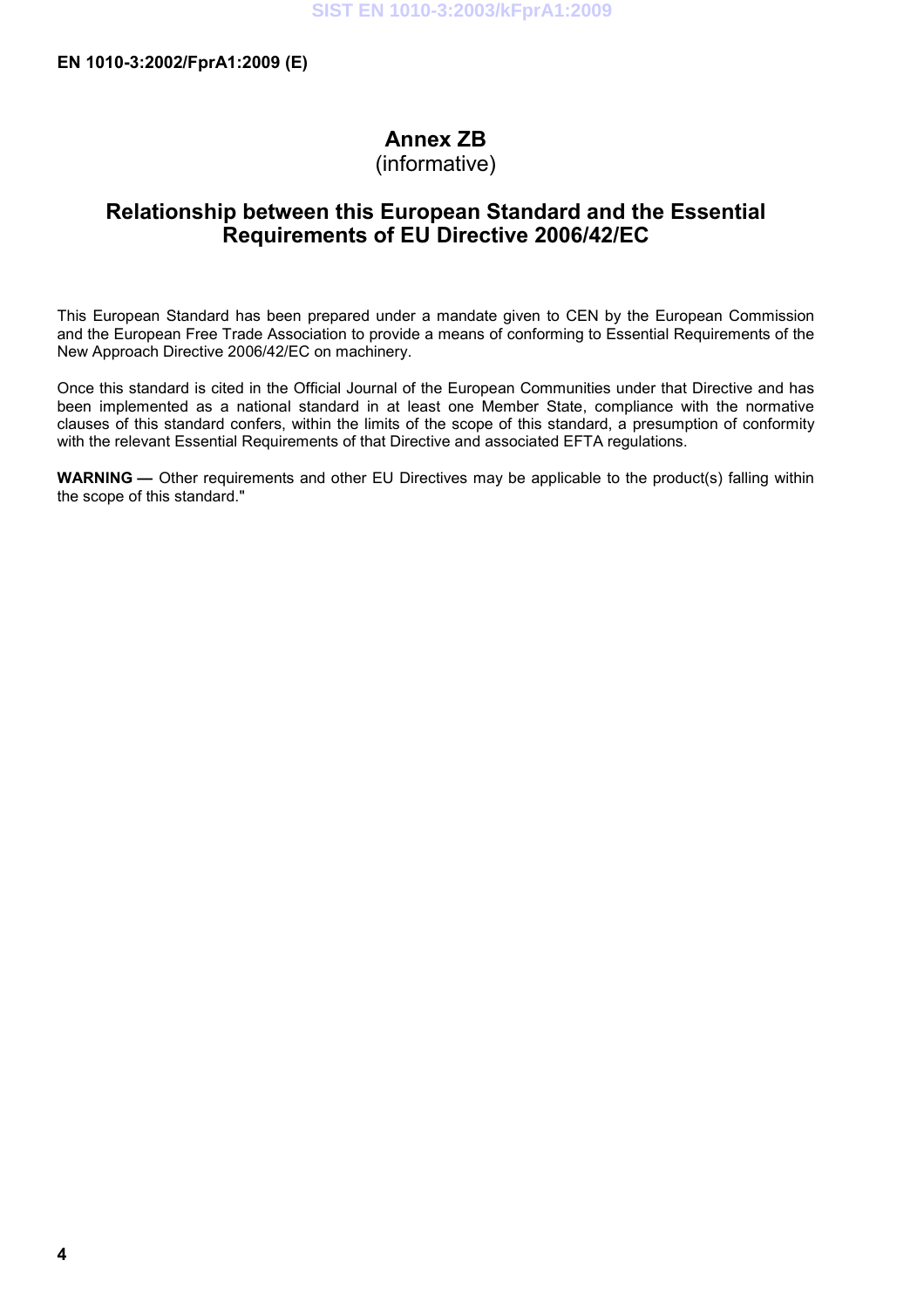# Annex ZB
(informative)

## Relationship between this European Standard and the Essential Requirements of EU Directive 2006/42/EC

This European Standard has been prepared under a mandate given to CEN by the European Commission and the European Free Trade Association to provide a means of conforming to Essential Requirements of the New Approach Directive 2006/42/EC on machinery.

Once this standard is cited in the Official Journal of the European Communities under that Directive and has been implemented as a national standard in at least one Member State, compliance with the normative clauses of this standard confers, within the limits of the scope of this standard, a presumption of conformity with the relevant Essential Requirements of that Directive and associated EFTA regulations.

**WARNING —** Other requirements and other EU Directives may be applicable to the product(s) falling within the scope of this standard."